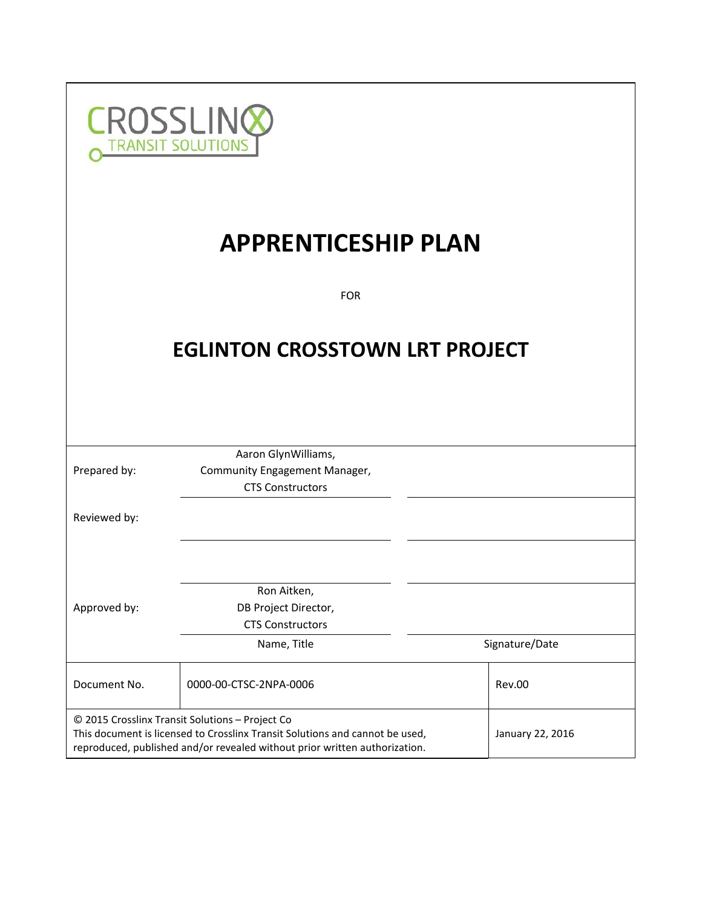CROSSLINX
TRANSIT SOLUTIONS

# APPRENTICESHIP PLAN

FOR

# EGLINTON CROSSTOWN LRT PROJECT

| | | |
|---|---|---|
| Prepared by: | Aaron GlynWilliams, Community Engagement Manager, CTS Constructors | |
| Reviewed by: | | |
| | | |
| Approved by: | Ron Aitken, DB Project Director, CTS Constructors | |
| | Name, Title | Signature/Date |

| | | |
|---|---|---|
| Document No. | 0000-00-CTSC-2NPA-0006 | Rev.00 |
| © 2015 Crosslinx Transit Solutions – Project Co<br>This document is licensed to Crosslinx Transit Solutions and cannot be used, reproduced, published and/or revealed without prior written authorization. | | January 22, 2016 |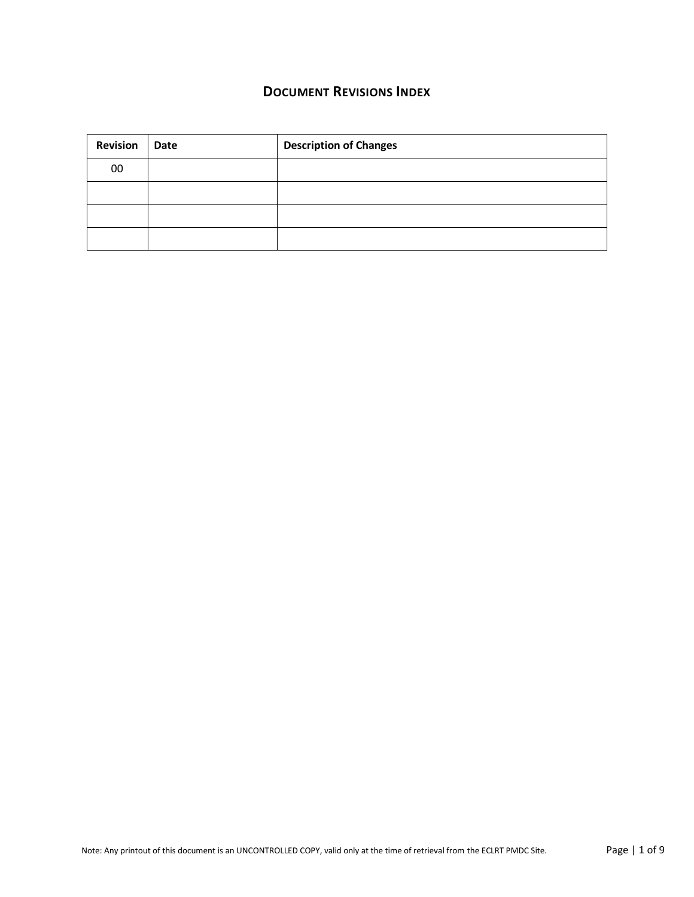# DOCUMENT REVISIONS INDEX

| Revision | Date | Description of Changes |
|---|---|---|
| 00 | | |
| | | |
| | | |
| | | |

Note: Any printout of this document is an UNCONTROLLED COPY, valid only at the time of retrieval from the ECLRT PMDC Site.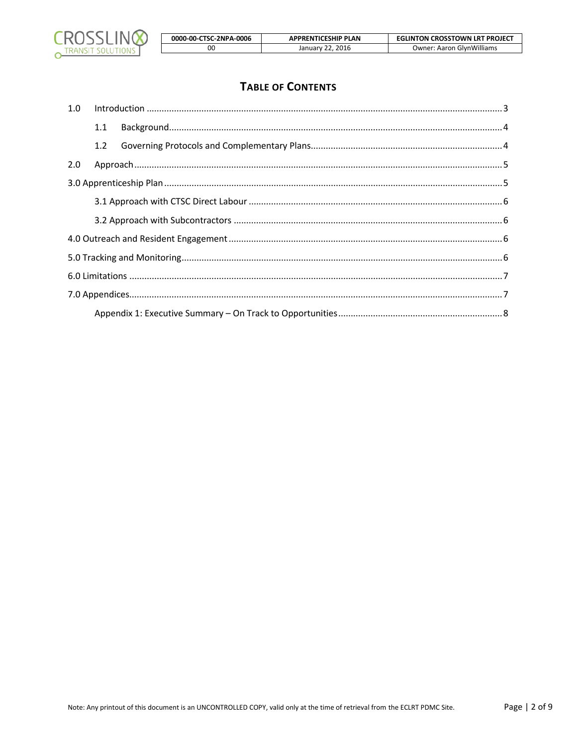# TABLE OF CONTENTS

1.0 Introduction ..... 3

- 1.1 Background ..... 4
- 1.2 Governing Protocols and Complementary Plans ..... 4

2.0 Approach ..... 5

3.0 Apprenticeship Plan ..... 5

- 3.1 Approach with CTSC Direct Labour ..... 6
- 3.2 Approach with Subcontractors ..... 6

4.0 Outreach and Resident Engagement ..... 6

5.0 Tracking and Monitoring ..... 6

6.0 Limitations ..... 7

7.0 Appendices ..... 7

- Appendix 1: Executive Summary – On Track to Opportunities ..... 8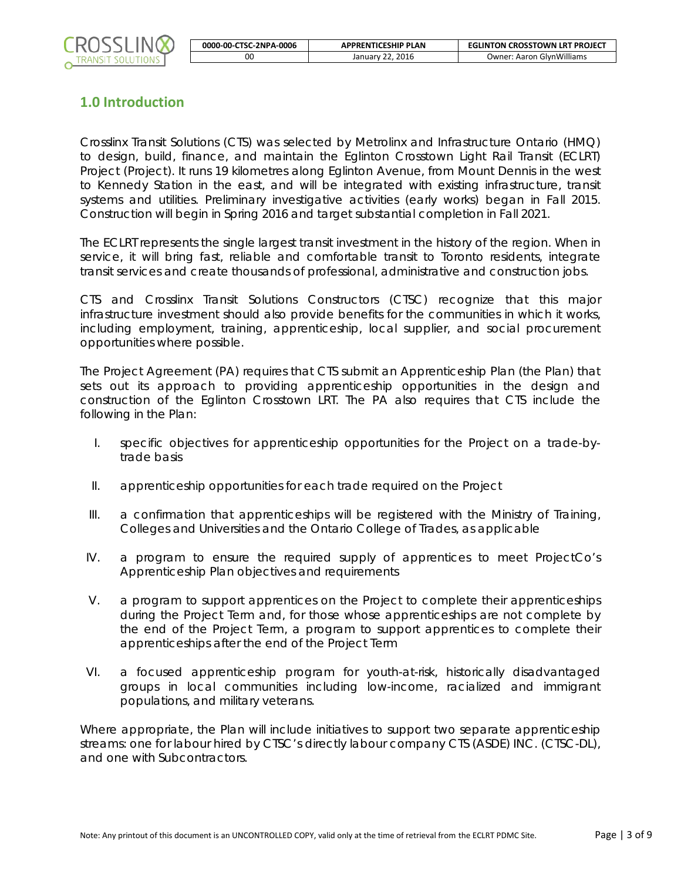## 1.0 Introduction

Crosslinx Transit Solutions (CTS) was selected by Metrolinx and Infrastructure Ontario (HMQ) to design, build, finance, and maintain the Eglinton Crosstown Light Rail Transit (ECLRT) Project (Project). It runs 19 kilometres along Eglinton Avenue, from Mount Dennis in the west to Kennedy Station in the east, and will be integrated with existing infrastructure, transit systems and utilities. Preliminary investigative activities (early works) began in Fall 2015. Construction will begin in Spring 2016 and target substantial completion in Fall 2021.

The ECLRT represents the single largest transit investment in the history of the region. When in service, it will bring fast, reliable and comfortable transit to Toronto residents, integrate transit services and create thousands of professional, administrative and construction jobs.

CTS and Crosslinx Transit Solutions Constructors (CTSC) recognize that this major infrastructure investment should also provide benefits for the communities in which it works, including employment, training, apprenticeship, local supplier, and social procurement opportunities where possible.

The Project Agreement (PA) requires that CTS submit an Apprenticeship Plan (the Plan) that sets out its approach to providing apprenticeship opportunities in the design and construction of the Eglinton Crosstown LRT. The PA also requires that CTS include the following in the Plan:

I. specific objectives for apprenticeship opportunities for the Project on a trade-by-trade basis

II. apprenticeship opportunities for each trade required on the Project

III. a confirmation that apprenticeships will be registered with the Ministry of Training, Colleges and Universities and the Ontario College of Trades, as applicable

IV. a program to ensure the required supply of apprentices to meet ProjectCo's Apprenticeship Plan objectives and requirements

V. a program to support apprentices on the Project to complete their apprenticeships during the Project Term and, for those whose apprenticeships are not complete by the end of the Project Term, a program to support apprentices to complete their apprenticeships after the end of the Project Term

VI. a focused apprenticeship program for youth-at-risk, historically disadvantaged groups in local communities including low-income, racialized and immigrant populations, and military veterans.

Where appropriate, the Plan will include initiatives to support two separate apprenticeship streams: one for labour hired by CTSC's directly labour company CTS (ASDE) INC. (CTSC-DL), and one with Subcontractors.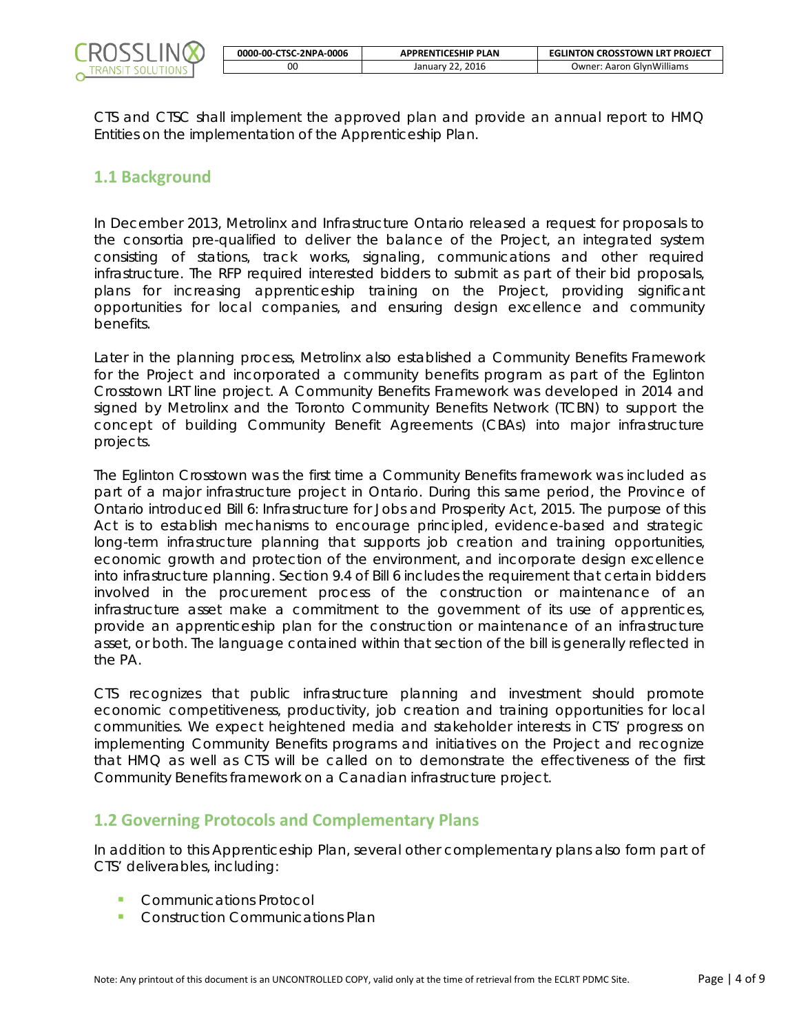CTS and CTSC shall implement the approved plan and provide an annual report to HMQ Entities on the implementation of the Apprenticeship Plan.

## 1.1 Background

In December 2013, Metrolinx and Infrastructure Ontario released a request for proposals to the consortia pre-qualified to deliver the balance of the Project, an integrated system consisting of stations, track works, signaling, communications and other required infrastructure. The RFP required interested bidders to submit as part of their bid proposals, plans for increasing apprenticeship training on the Project, providing significant opportunities for local companies, and ensuring design excellence and community benefits.

Later in the planning process, Metrolinx also established a Community Benefits Framework for the Project and incorporated a community benefits program as part of the Eglinton Crosstown LRT line project. A Community Benefits Framework was developed in 2014 and signed by Metrolinx and the Toronto Community Benefits Network (TCBN) to support the concept of building Community Benefit Agreements (CBAs) into major infrastructure projects.

The Eglinton Crosstown was the first time a Community Benefits framework was included as part of a major infrastructure project in Ontario. During this same period, the Province of Ontario introduced Bill 6: Infrastructure for Jobs and Prosperity Act, 2015. The purpose of this Act is to establish mechanisms to encourage principled, evidence-based and strategic long-term infrastructure planning that supports job creation and training opportunities, economic growth and protection of the environment, and incorporate design excellence into infrastructure planning. Section 9.4 of Bill 6 includes the requirement that certain bidders involved in the procurement process of the construction or maintenance of an infrastructure asset make a commitment to the government of its use of apprentices, provide an apprenticeship plan for the construction or maintenance of an infrastructure asset, or both. The language contained within that section of the bill is generally reflected in the PA.

CTS recognizes that public infrastructure planning and investment should promote economic competitiveness, productivity, job creation and training opportunities for local communities. We expect heightened media and stakeholder interests in CTS' progress on implementing Community Benefits programs and initiatives on the Project and recognize that HMQ as well as CTS will be called on to demonstrate the effectiveness of the first Community Benefits framework on a Canadian infrastructure project.

## 1.2 Governing Protocols and Complementary Plans

In addition to this Apprenticeship Plan, several other complementary plans also form part of CTS' deliverables, including:

- Communications Protocol
- Construction Communications Plan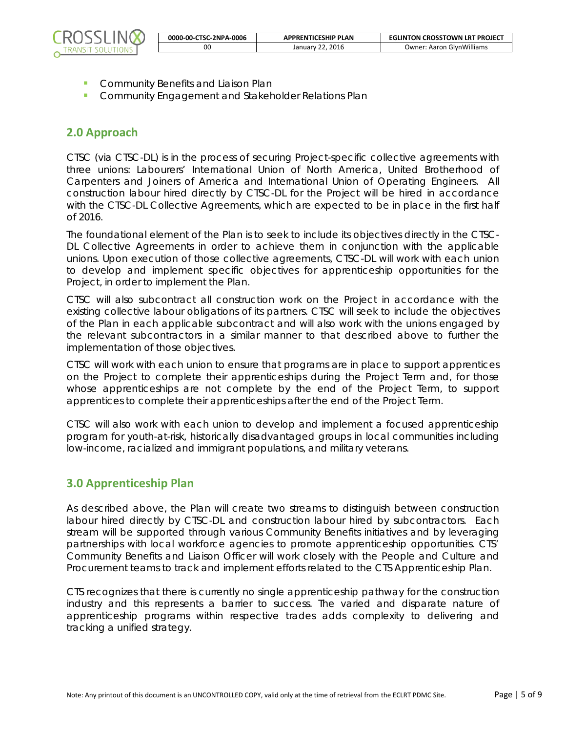- Community Benefits and Liaison Plan
- Community Engagement and Stakeholder Relations Plan

## 2.0 Approach

CTSC (via CTSC-DL) is in the process of securing Project-specific collective agreements with three unions: Labourers' International Union of North America, United Brotherhood of Carpenters and Joiners of America and International Union of Operating Engineers. All construction labour hired directly by CTSC-DL for the Project will be hired in accordance with the CTSC-DL Collective Agreements, which are expected to be in place in the first half of 2016.

The foundational element of the Plan is to seek to include its objectives directly in the CTSC-DL Collective Agreements in order to achieve them in conjunction with the applicable unions. Upon execution of those collective agreements, CTSC-DL will work with each union to develop and implement specific objectives for apprenticeship opportunities for the Project, in order to implement the Plan.

CTSC will also subcontract all construction work on the Project in accordance with the existing collective labour obligations of its partners. CTSC will seek to include the objectives of the Plan in each applicable subcontract and will also work with the unions engaged by the relevant subcontractors in a similar manner to that described above to further the implementation of those objectives.

CTSC will work with each union to ensure that programs are in place to support apprentices on the Project to complete their apprenticeships during the Project Term and, for those whose apprenticeships are not complete by the end of the Project Term, to support apprentices to complete their apprenticeships after the end of the Project Term.

CTSC will also work with each union to develop and implement a focused apprenticeship program for youth-at-risk, historically disadvantaged groups in local communities including low-income, racialized and immigrant populations, and military veterans.

## 3.0 Apprenticeship Plan

As described above, the Plan will create two streams to distinguish between construction labour hired directly by CTSC-DL and construction labour hired by subcontractors. Each stream will be supported through various Community Benefits initiatives and by leveraging partnerships with local workforce agencies to promote apprenticeship opportunities. CTS' Community Benefits and Liaison Officer will work closely with the People and Culture and Procurement teams to track and implement efforts related to the CTS Apprenticeship Plan.

CTS recognizes that there is currently no single apprenticeship pathway for the construction industry and this represents a barrier to success. The varied and disparate nature of apprenticeship programs within respective trades adds complexity to delivering and tracking a unified strategy.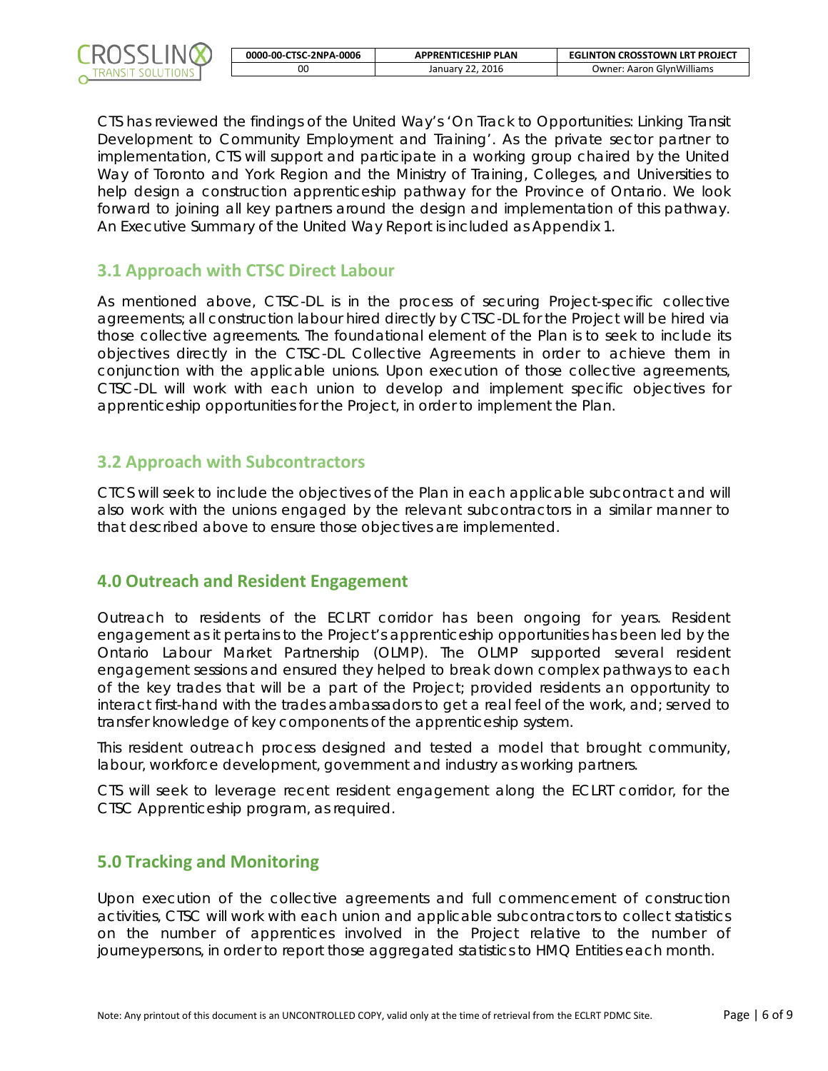CTS has reviewed the findings of the United Way's 'On Track to Opportunities: Linking Transit Development to Community Employment and Training'. As the private sector partner to implementation, CTS will support and participate in a working group chaired by the United Way of Toronto and York Region and the Ministry of Training, Colleges, and Universities to help design a construction apprenticeship pathway for the Province of Ontario. We look forward to joining all key partners around the design and implementation of this pathway. An Executive Summary of the United Way Report is included as Appendix 1.

## 3.1 Approach with CTSC Direct Labour

As mentioned above, CTSC-DL is in the process of securing Project-specific collective agreements; all construction labour hired directly by CTSC-DL for the Project will be hired via those collective agreements. The foundational element of the Plan is to seek to include its objectives directly in the CTSC-DL Collective Agreements in order to achieve them in conjunction with the applicable unions. Upon execution of those collective agreements, CTSC-DL will work with each union to develop and implement specific objectives for apprenticeship opportunities for the Project, in order to implement the Plan.

## 3.2 Approach with Subcontractors

CTCS will seek to include the objectives of the Plan in each applicable subcontract and will also work with the unions engaged by the relevant subcontractors in a similar manner to that described above to ensure those objectives are implemented.

## 4.0 Outreach and Resident Engagement

Outreach to residents of the ECLRT corridor has been ongoing for years. Resident engagement as it pertains to the Project's apprenticeship opportunities has been led by the Ontario Labour Market Partnership (OLMP). The OLMP supported several resident engagement sessions and ensured they helped to break down complex pathways to each of the key trades that will be a part of the Project; provided residents an opportunity to interact first-hand with the trades ambassadors to get a real feel of the work, and; served to transfer knowledge of key components of the apprenticeship system.

This resident outreach process designed and tested a model that brought community, labour, workforce development, government and industry as working partners.

CTS will seek to leverage recent resident engagement along the ECLRT corridor, for the CTSC Apprenticeship program, as required.

## 5.0 Tracking and Monitoring

Upon execution of the collective agreements and full commencement of construction activities, CTSC will work with each union and applicable subcontractors to collect statistics on the number of apprentices involved in the Project relative to the number of journeypersons, in order to report those aggregated statistics to HMQ Entities each month.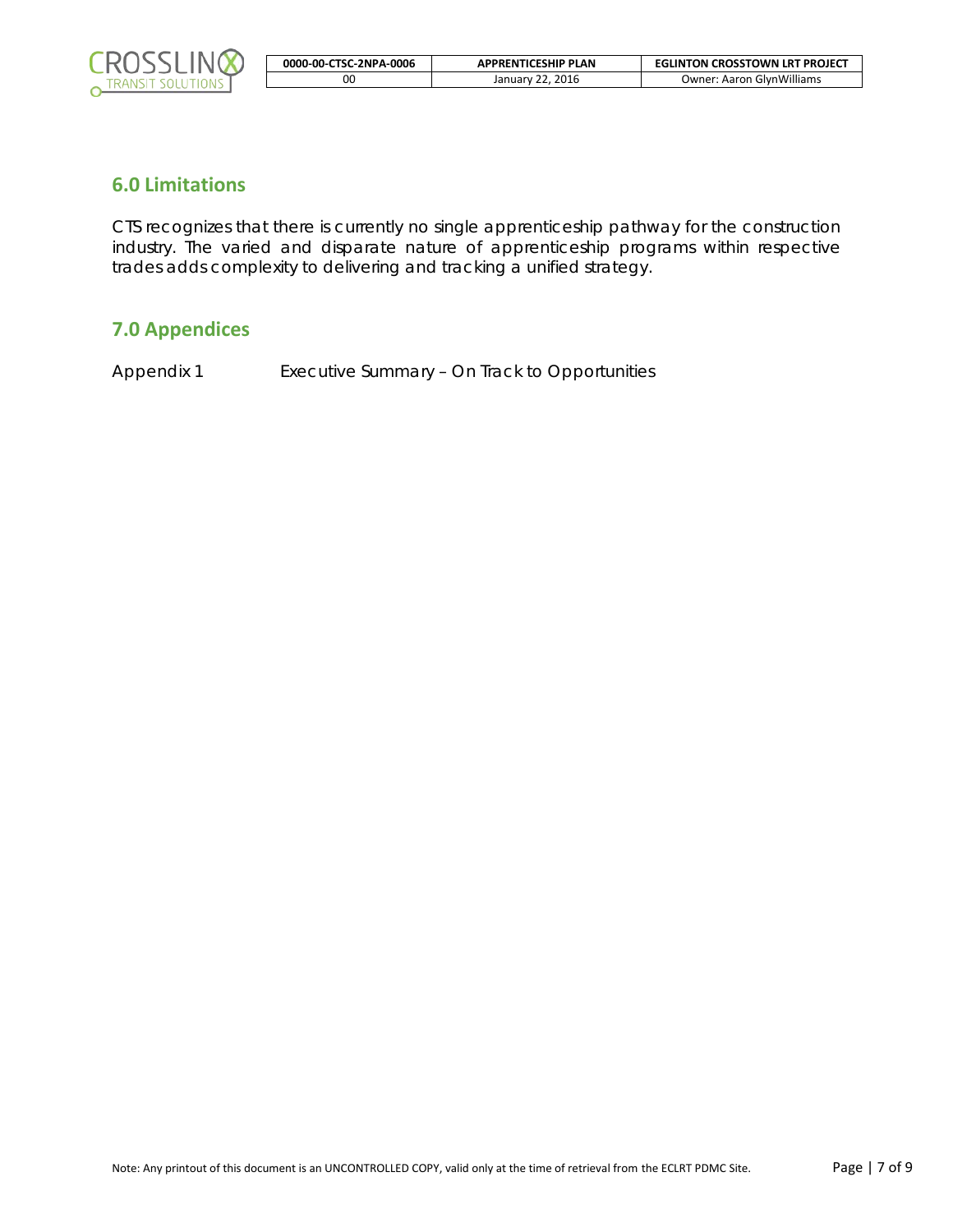## 6.0 Limitations

CTS recognizes that there is currently no single apprenticeship pathway for the construction industry. The varied and disparate nature of apprenticeship programs within respective trades adds complexity to delivering and tracking a unified strategy.

## 7.0 Appendices

Appendix 1 Executive Summary – On Track to Opportunities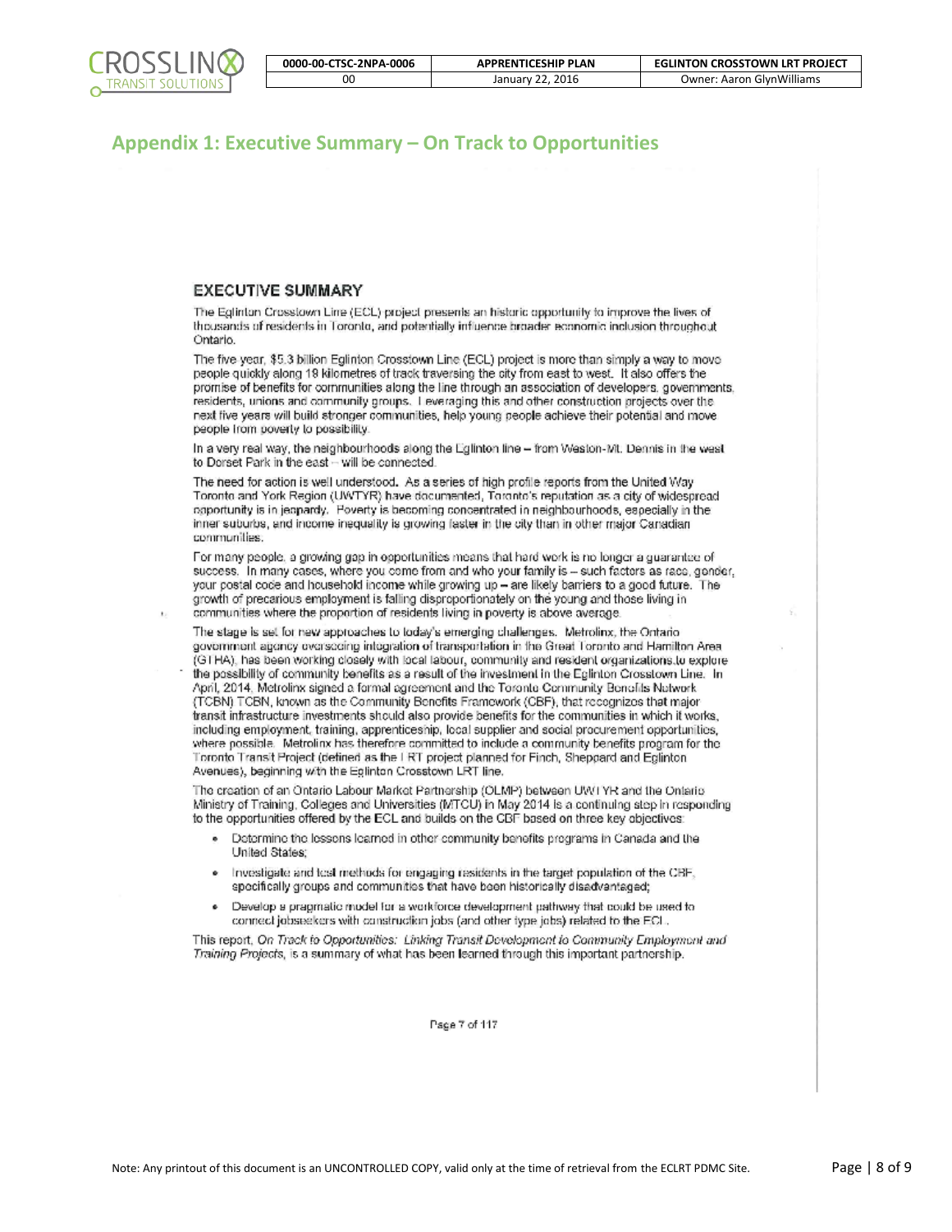## Appendix 1: Executive Summary – On Track to Opportunities

### EXECUTIVE SUMMARY

The Eglinton Crosstown Line (ECL) project presents an historic opportunity to improve the lives of thousands of residents in Toronto, and potentially influence broader economic inclusion throughout Ontario.

The five year, $5.3 billion Eglinton Crosstown Line (ECL) project is more than simply a way to move people quickly along 19 kilometres of track traversing the city from east to west. It also offers the promise of benefits for communities along the line through an association of developers, governments, residents, unions and community groups. Leveraging this and other construction projects over the next five years will build stronger communities, help young people achieve their potential and move people from poverty to possibility.

In a very real way, the neighbourhoods along the Eglinton line – from Weston-Mt. Dennis in the west to Dorset Park in the east – will be connected.

The need for action is well understood. As a series of high profile reports from the United Way Toronto and York Region (UWTYR) have documented, Toronto's reputation as a city of widespread opportunity is in jeopardy. Poverty is becoming concentrated in neighbourhoods, especially in the inner suburbs, and income inequality is growing faster in the city than in other major Canadian communities.

For many people, a growing gap in opportunities means that hard work is no longer a guarantee of success. In many cases, where you come from and who your family is – such factors as race, gender, your postal code and household income while growing up – are likely barriers to a good future. The growth of precarious employment is falling disproportionately on the young and those living in communities where the proportion of residents living in poverty is above average.

The stage is set for new approaches to today's emerging challenges. Metrolinx, the Ontario government agency overseeing integration of transportation in the Greater Toronto and Hamilton Area (GTHA), has been working closely with local labour, community and resident organizations to explore the possibility of community benefits as a result of the investment in the Eglinton Crosstown Line. In April, 2014, Metrolinx signed a formal agreement and the Toronto Community Benefits Network (TCBN) TCBN, known as the Community Benefits Framework (CBF), that recognizes that major transit infrastructure investments should also provide benefits for the communities in which it works, including employment, training, apprenticeship, local supplier and social procurement opportunities, where possible. Metrolinx has therefore committed to include a community benefits program for the Toronto Transit Project (defined as the LRT project planned for Finch, Sheppard and Eglinton Avenues), beginning with the Eglinton Crosstown LRT line.

The creation of an Ontario Labour Market Partnership (OLMP) between UWTYR and the Ontario Ministry of Training, Colleges and Universities (MTCU) in May 2014 is a continuing step in responding to the opportunities offered by the ECL and builds on the CBF based on three key objectives:

- Determine the lessons learned in other community benefits programs in Canada and the United States;
- Investigate and test methods for engaging residents in the target population of the CBF, specifically groups and communities that have been historically disadvantaged;
- Develop a pragmatic model for a workforce development pathway that could be used to connect jobseekers with construction jobs (and other type jobs) related to the ECL.

This report, *On Track to Opportunities: Linking Transit Development to Community Employment and Training Projects*, is a summary of what has been learned through this important partnership.

Page 7 of 117